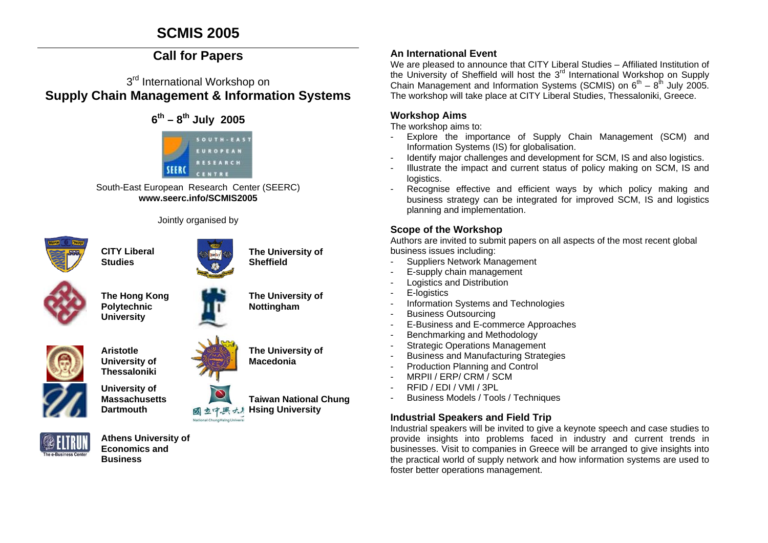# SCMIS 2005

## Call for Papers

3rd International Workshop on

## Supply Chain Management & Information Systems

**6th – 8th July 2005**

South-East European Research Center (SEERC)
**www.seerc.info/SCMIS2005**

Jointly organised by

**CITY Liberal Studies**

**The University of Sheffield**

**The Hong Kong Polytechnic University**

**The University of Nottingham**

**Aristotle University of Thessaloniki**

**The University of Macedonia**

**University of Massachusetts Dartmouth**

**Taiwan National Chung Hsing University**

**Athens University of Economics and Business**

### An International Event

We are pleased to announce that CITY Liberal Studies – Affiliated Institution of the University of Sheffield will host the 3rd International Workshop on Supply Chain Management and Information Systems (SCMIS) on 6th – 8th July 2005. The workshop will take place at CITY Liberal Studies, Thessaloniki, Greece.

### Workshop Aims

The workshop aims to:

- Explore the importance of Supply Chain Management (SCM) and Information Systems (IS) for globalisation.
- Identify major challenges and development for SCM, IS and also logistics.
- Illustrate the impact and current status of policy making on SCM, IS and logistics.
- Recognise effective and efficient ways by which policy making and business strategy can be integrated for improved SCM, IS and logistics planning and implementation.

### Scope of the Workshop

Authors are invited to submit papers on all aspects of the most recent global business issues including:

- Suppliers Network Management
- E-supply chain management
- Logistics and Distribution
- E-logistics
- Information Systems and Technologies
- Business Outsourcing
- E-Business and E-commerce Approaches
- Benchmarking and Methodology
- Strategic Operations Management
- Business and Manufacturing Strategies
- Production Planning and Control
- MRPII / ERP/ CRM / SCM
- RFID / EDI / VMI / 3PL
- Business Models / Tools / Techniques

### Industrial Speakers and Field Trip

Industrial speakers will be invited to give a keynote speech and case studies to provide insights into problems faced in industry and current trends in businesses. Visit to companies in Greece will be arranged to give insights into the practical world of supply network and how information systems are used to foster better operations management.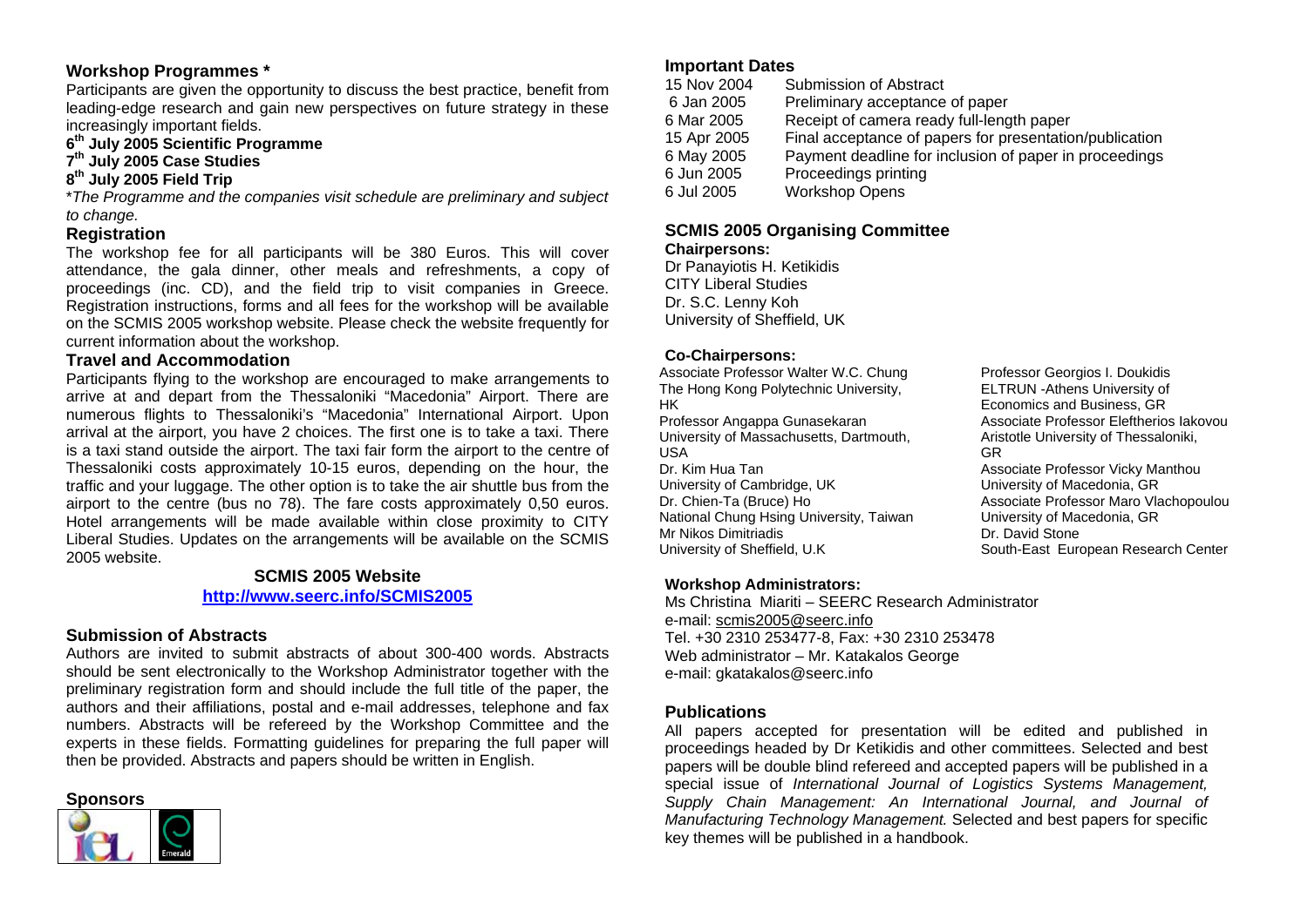## Workshop Programmes *

Participants are given the opportunity to discuss the best practice, benefit from leading-edge research and gain new perspectives on future strategy in these increasingly important fields.

**6th July 2005 Scientific Programme**

**7th July 2005 Case Studies**

**8th July 2005 Field Trip**

**The Programme and the companies visit schedule are preliminary and subject to change.*

## Registration

The workshop fee for all participants will be 380 Euros. This will cover attendance, the gala dinner, other meals and refreshments, a copy of proceedings (inc. CD), and the field trip to visit companies in Greece. Registration instructions, forms and all fees for the workshop will be available on the SCMIS 2005 workshop website. Please check the website frequently for current information about the workshop.

## Travel and Accommodation

Participants flying to the workshop are encouraged to make arrangements to arrive at and depart from the Thessaloniki "Macedonia" Airport. There are numerous flights to Thessaloniki's "Macedonia" International Airport. Upon arrival at the airport, you have 2 choices. The first one is to take a taxi. There is a taxi stand outside the airport. The taxi fair form the airport to the centre of Thessaloniki costs approximately 10-15 euros, depending on the hour, the traffic and your luggage. The other option is to take the air shuttle bus from the airport to the centre (bus no 78). The fare costs approximately 0,50 euros. Hotel arrangements will be made available within close proximity to CITY Liberal Studies. Updates on the arrangements will be available on the SCMIS 2005 website.

**SCMIS 2005 Website**

**http://www.seerc.info/SCMIS2005**

## Submission of Abstracts

Authors are invited to submit abstracts of about 300-400 words. Abstracts should be sent electronically to the Workshop Administrator together with the preliminary registration form and should include the full title of the paper, the authors and their affiliations, postal and e-mail addresses, telephone and fax numbers. Abstracts will be refereed by the Workshop Committee and the experts in these fields. Formatting guidelines for preparing the full paper will then be provided. Abstracts and papers should be written in English.

## Sponsors

## Important Dates

| | |
|---|---|
| 15 Nov 2004 | Submission of Abstract |
| 6 Jan 2005 | Preliminary acceptance of paper |
| 6 Mar 2005 | Receipt of camera ready full-length paper |
| 15 Apr 2005 | Final acceptance of papers for presentation/publication |
| 6 May 2005 | Payment deadline for inclusion of paper in proceedings |
| 6 Jun 2005 | Proceedings printing |
| 6 Jul 2005 | Workshop Opens |

## SCMIS 2005 Organising Committee

**Chairpersons:**

Dr Panayiotis H. Ketikidis
CITY Liberal Studies
Dr. S.C. Lenny Koh
University of Sheffield, UK

**Co-Chairpersons:**

Associate Professor Walter W.C. Chung
The Hong Kong Polytechnic University, HK
Professor Angappa Gunasekaran
University of Massachusetts, Dartmouth, USA
Dr. Kim Hua Tan
University of Cambridge, UK
Dr. Chien-Ta (Bruce) Ho
National Chung Hsing University, Taiwan
Mr Nikos Dimitriadis
University of Sheffield, U.K
Professor Georgios I. Doukidis
ELTRUN -Athens University of Economics and Business, GR
Associate Professor Eleftherios Iakovou
Aristotle University of Thessaloniki, GR
Associate Professor Vicky Manthou
University of Macedonia, GR
Associate Professor Maro Vlachopoulou
University of Macedonia, GR
Dr. David Stone
South-East European Research Center

**Workshop Administrators:**

Ms Christina Miariti – SEERC Research Administrator
e-mail: scmis2005@seerc.info
Tel. +30 2310 253477-8, Fax: +30 2310 253478
Web administrator – Mr. Katakalos George
e-mail: gkatakalos@seerc.info

## Publications

All papers accepted for presentation will be edited and published in proceedings headed by Dr Ketikidis and other committees. Selected and best papers will be double blind refereed and accepted papers will be published in a special issue of *International Journal of Logistics Systems Management, Supply Chain Management: An International Journal, and Journal of Manufacturing Technology Management.* Selected and best papers for specific key themes will be published in a handbook.